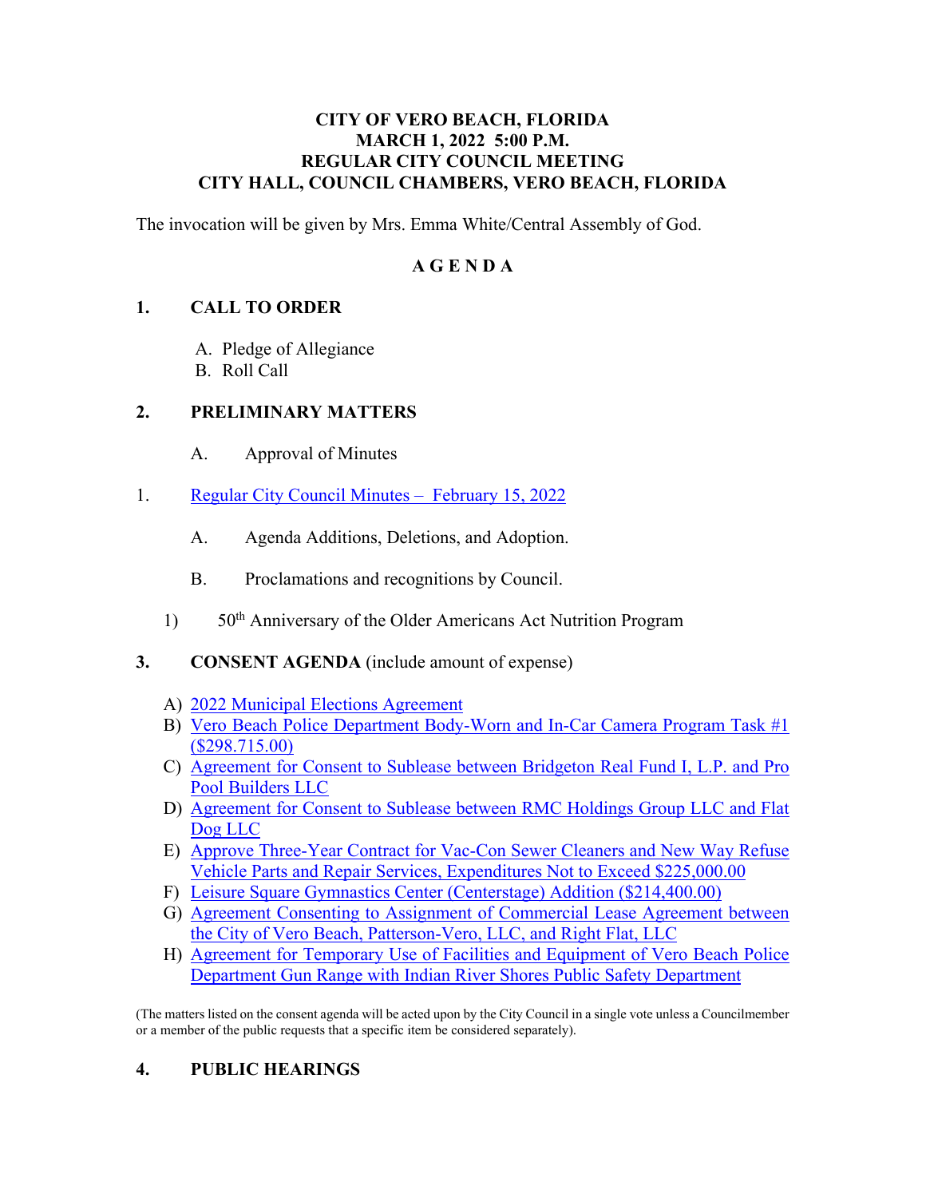**CITY OF VERO BEACH, FLORIDA**
**MARCH 1, 2022 5:00 P.M.**
**REGULAR CITY COUNCIL MEETING**
**CITY HALL, COUNCIL CHAMBERS, VERO BEACH, FLORIDA**

The invocation will be given by Mrs. Emma White/Central Assembly of God.

# A G E N D A

## 1. CALL TO ORDER

A. Pledge of Allegiance
B. Roll Call

## 2. PRELIMINARY MATTERS

A. Approval of Minutes

1. Regular City Council Minutes – February 15, 2022

A. Agenda Additions, Deletions, and Adoption.

B. Proclamations and recognitions by Council.

1) 50th Anniversary of the Older Americans Act Nutrition Program

## 3. CONSENT AGENDA (include amount of expense)

A) 2022 Municipal Elections Agreement
B) Vero Beach Police Department Body-Worn and In-Car Camera Program Task #1 ($298.715.00)
C) Agreement for Consent to Sublease between Bridgeton Real Fund I, L.P. and Pro Pool Builders LLC
D) Agreement for Consent to Sublease between RMC Holdings Group LLC and Flat Dog LLC
E) Approve Three-Year Contract for Vac-Con Sewer Cleaners and New Way Refuse Vehicle Parts and Repair Services, Expenditures Not to Exceed $225,000.00
F) Leisure Square Gymnastics Center (Centerstage) Addition ($214,400.00)
G) Agreement Consenting to Assignment of Commercial Lease Agreement between the City of Vero Beach, Patterson-Vero, LLC, and Right Flat, LLC
H) Agreement for Temporary Use of Facilities and Equipment of Vero Beach Police Department Gun Range with Indian River Shores Public Safety Department

(The matters listed on the consent agenda will be acted upon by the City Council in a single vote unless a Councilmember or a member of the public requests that a specific item be considered separately).

## 4. PUBLIC HEARINGS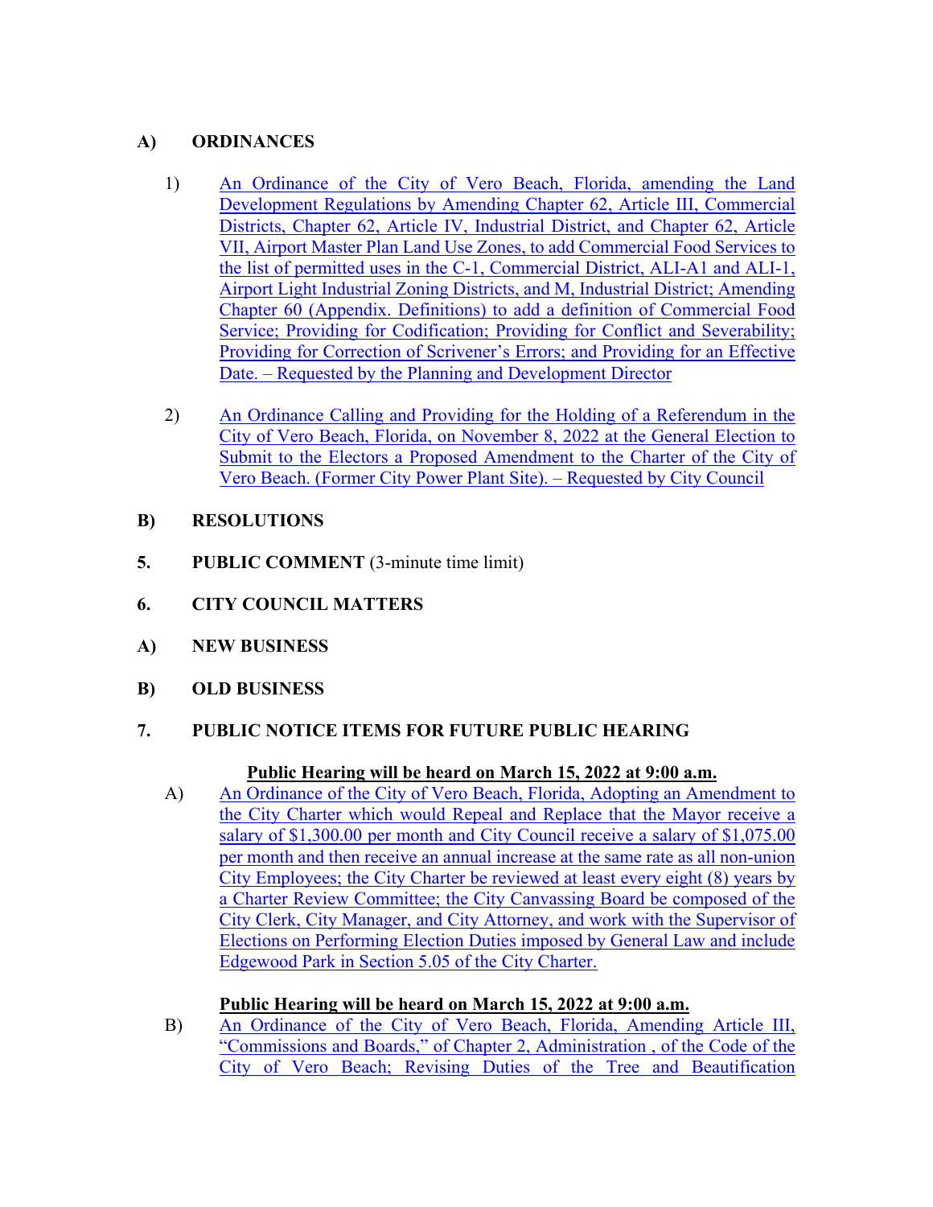**A) ORDINANCES**

1) An Ordinance of the City of Vero Beach, Florida, amending the Land Development Regulations by Amending Chapter 62, Article III, Commercial Districts, Chapter 62, Article IV, Industrial District, and Chapter 62, Article VII, Airport Master Plan Land Use Zones, to add Commercial Food Services to the list of permitted uses in the C-1, Commercial District, ALI-A1 and ALI-1, Airport Light Industrial Zoning Districts, and M, Industrial District; Amending Chapter 60 (Appendix. Definitions) to add a definition of Commercial Food Service; Providing for Codification; Providing for Conflict and Severability; Providing for Correction of Scrivener's Errors; and Providing for an Effective Date. – Requested by the Planning and Development Director

2) An Ordinance Calling and Providing for the Holding of a Referendum in the City of Vero Beach, Florida, on November 8, 2022 at the General Election to Submit to the Electors a Proposed Amendment to the Charter of the City of Vero Beach. (Former City Power Plant Site). – Requested by City Council

**B) RESOLUTIONS**

**5. PUBLIC COMMENT** (3-minute time limit)

**6. CITY COUNCIL MATTERS**

**A) NEW BUSINESS**

**B) OLD BUSINESS**

**7. PUBLIC NOTICE ITEMS FOR FUTURE PUBLIC HEARING**

**Public Hearing will be heard on March 15, 2022 at 9:00 a.m.**

A) An Ordinance of the City of Vero Beach, Florida, Adopting an Amendment to the City Charter which would Repeal and Replace that the Mayor receive a salary of $1,300.00 per month and City Council receive a salary of $1,075.00 per month and then receive an annual increase at the same rate as all non-union City Employees; the City Charter be reviewed at least every eight (8) years by a Charter Review Committee; the City Canvassing Board be composed of the City Clerk, City Manager, and City Attorney, and work with the Supervisor of Elections on Performing Election Duties imposed by General Law and include Edgewood Park in Section 5.05 of the City Charter.

**Public Hearing will be heard on March 15, 2022 at 9:00 a.m.**

B) An Ordinance of the City of Vero Beach, Florida, Amending Article III, "Commissions and Boards," of Chapter 2, Administration , of the Code of the City of Vero Beach; Revising Duties of the Tree and Beautification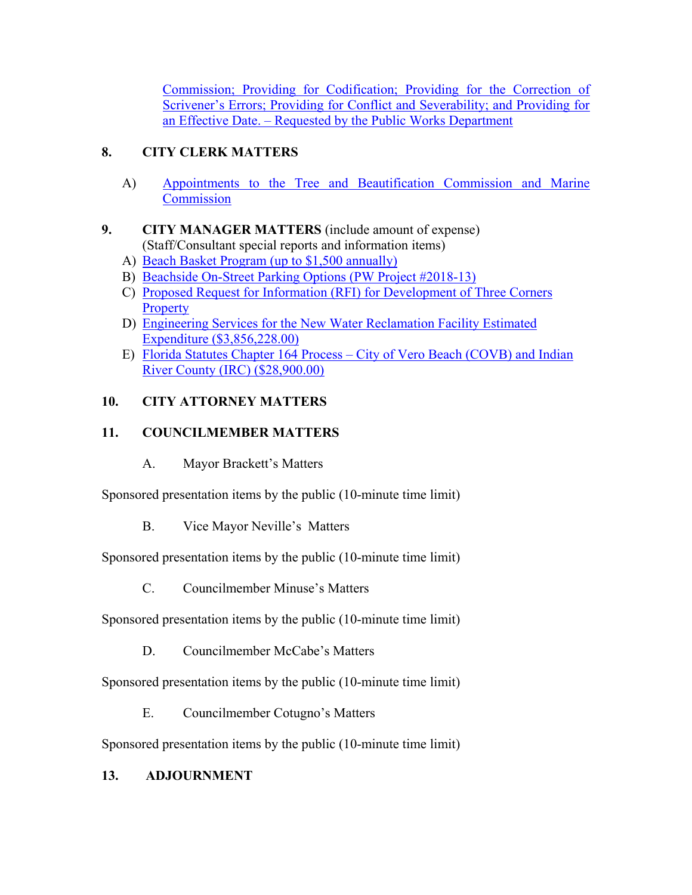Commission; Providing for Codification; Providing for the Correction of Scrivener's Errors; Providing for Conflict and Severability; and Providing for an Effective Date. – Requested by the Public Works Department

**8. CITY CLERK MATTERS**

A) Appointments to the Tree and Beautification Commission and Marine Commission

**9. CITY MANAGER MATTERS** (include amount of expense)
(Staff/Consultant special reports and information items)

A) Beach Basket Program (up to $1,500 annually)
B) Beachside On-Street Parking Options (PW Project #2018-13)
C) Proposed Request for Information (RFI) for Development of Three Corners Property
D) Engineering Services for the New Water Reclamation Facility Estimated Expenditure ($3,856,228.00)
E) Florida Statutes Chapter 164 Process – City of Vero Beach (COVB) and Indian River County (IRC) ($28,900.00)

**10. CITY ATTORNEY MATTERS**

**11. COUNCILMEMBER MATTERS**

A. Mayor Brackett's Matters

Sponsored presentation items by the public (10-minute time limit)

B. Vice Mayor Neville's Matters

Sponsored presentation items by the public (10-minute time limit)

C. Councilmember Minuse's Matters

Sponsored presentation items by the public (10-minute time limit)

D. Councilmember McCabe's Matters

Sponsored presentation items by the public (10-minute time limit)

E. Councilmember Cotugno's Matters

Sponsored presentation items by the public (10-minute time limit)

**13. ADJOURNMENT**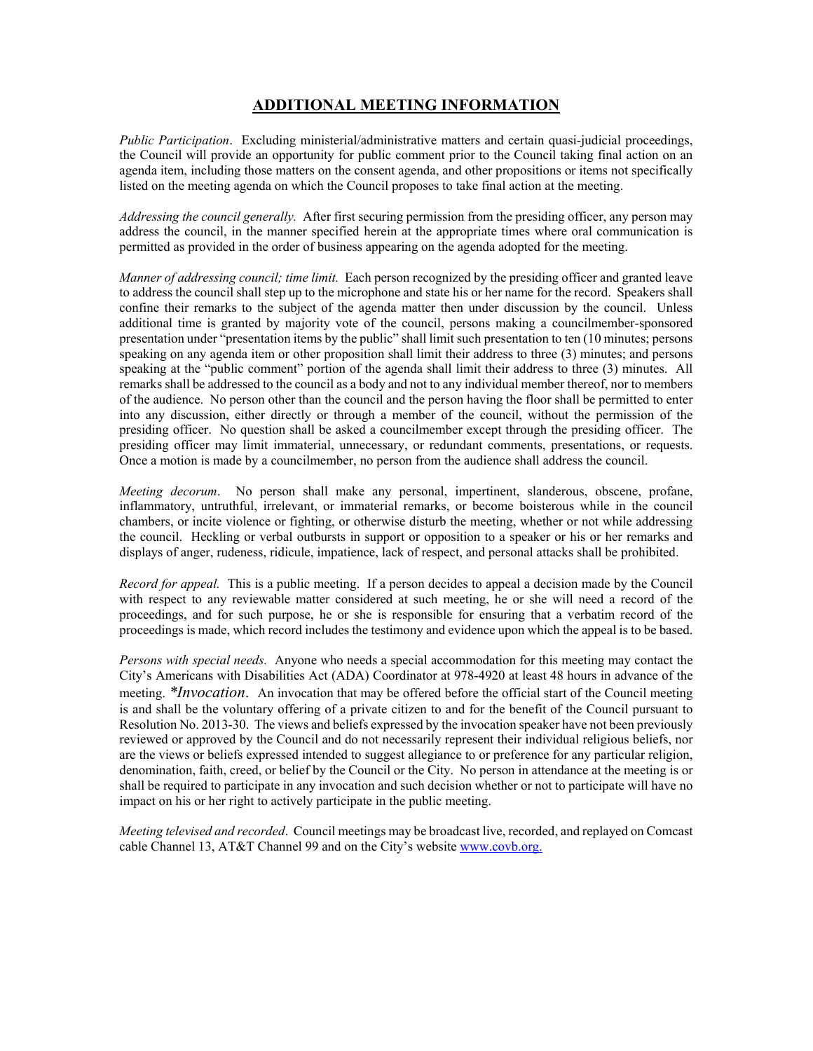# ADDITIONAL MEETING INFORMATION

*Public Participation*. Excluding ministerial/administrative matters and certain quasi-judicial proceedings, the Council will provide an opportunity for public comment prior to the Council taking final action on an agenda item, including those matters on the consent agenda, and other propositions or items not specifically listed on the meeting agenda on which the Council proposes to take final action at the meeting.

*Addressing the council generally.* After first securing permission from the presiding officer, any person may address the council, in the manner specified herein at the appropriate times where oral communication is permitted as provided in the order of business appearing on the agenda adopted for the meeting.

*Manner of addressing council; time limit.* Each person recognized by the presiding officer and granted leave to address the council shall step up to the microphone and state his or her name for the record. Speakers shall confine their remarks to the subject of the agenda matter then under discussion by the council. Unless additional time is granted by majority vote of the council, persons making a councilmember-sponsored presentation under "presentation items by the public" shall limit such presentation to ten (10 minutes; persons speaking on any agenda item or other proposition shall limit their address to three (3) minutes; and persons speaking at the "public comment" portion of the agenda shall limit their address to three (3) minutes. All remarks shall be addressed to the council as a body and not to any individual member thereof, nor to members of the audience. No person other than the council and the person having the floor shall be permitted to enter into any discussion, either directly or through a member of the council, without the permission of the presiding officer. No question shall be asked a councilmember except through the presiding officer. The presiding officer may limit immaterial, unnecessary, or redundant comments, presentations, or requests. Once a motion is made by a councilmember, no person from the audience shall address the council.

*Meeting decorum*. No person shall make any personal, impertinent, slanderous, obscene, profane, inflammatory, untruthful, irrelevant, or immaterial remarks, or become boisterous while in the council chambers, or incite violence or fighting, or otherwise disturb the meeting, whether or not while addressing the council. Heckling or verbal outbursts in support or opposition to a speaker or his or her remarks and displays of anger, rudeness, ridicule, impatience, lack of respect, and personal attacks shall be prohibited.

*Record for appeal.* This is a public meeting. If a person decides to appeal a decision made by the Council with respect to any reviewable matter considered at such meeting, he or she will need a record of the proceedings, and for such purpose, he or she is responsible for ensuring that a verbatim record of the proceedings is made, which record includes the testimony and evidence upon which the appeal is to be based.

*Persons with special needs.* Anyone who needs a special accommodation for this meeting may contact the City's Americans with Disabilities Act (ADA) Coordinator at 978-4920 at least 48 hours in advance of the meeting. **Invocation*. An invocation that may be offered before the official start of the Council meeting is and shall be the voluntary offering of a private citizen to and for the benefit of the Council pursuant to Resolution No. 2013-30. The views and beliefs expressed by the invocation speaker have not been previously reviewed or approved by the Council and do not necessarily represent their individual religious beliefs, nor are the views or beliefs expressed intended to suggest allegiance to or preference for any particular religion, denomination, faith, creed, or belief by the Council or the City. No person in attendance at the meeting is or shall be required to participate in any invocation and such decision whether or not to participate will have no impact on his or her right to actively participate in the public meeting.

*Meeting televised and recorded*. Council meetings may be broadcast live, recorded, and replayed on Comcast cable Channel 13, AT&T Channel 99 and on the City's website [www.covb.org.](http://www.covb.org)